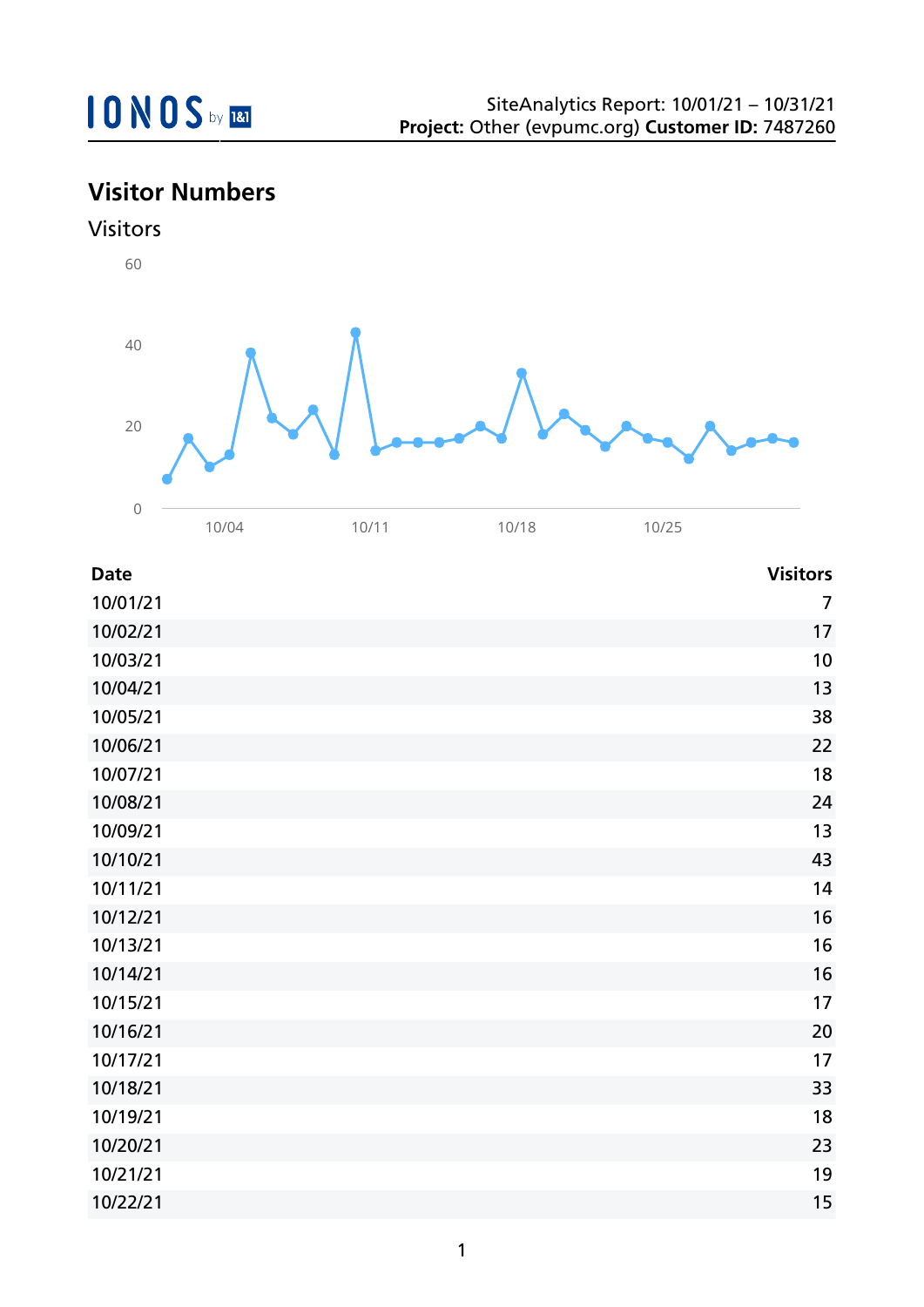SiteAnalytics Report: 10/01/21 – 10/31/21
**Project:** Other (evpumc.org) **Customer ID:** 7487260

## Visitor Numbers

### Visitors

| Date | Visitors |
|---|---|
| 10/01/21 | 7 |
| 10/02/21 | 17 |
| 10/03/21 | 10 |
| 10/04/21 | 13 |
| 10/05/21 | 38 |
| 10/06/21 | 22 |
| 10/07/21 | 18 |
| 10/08/21 | 24 |
| 10/09/21 | 13 |
| 10/10/21 | 43 |
| 10/11/21 | 14 |
| 10/12/21 | 16 |
| 10/13/21 | 16 |
| 10/14/21 | 16 |
| 10/15/21 | 17 |
| 10/16/21 | 20 |
| 10/17/21 | 17 |
| 10/18/21 | 33 |
| 10/19/21 | 18 |
| 10/20/21 | 23 |
| 10/21/21 | 19 |
| 10/22/21 | 15 |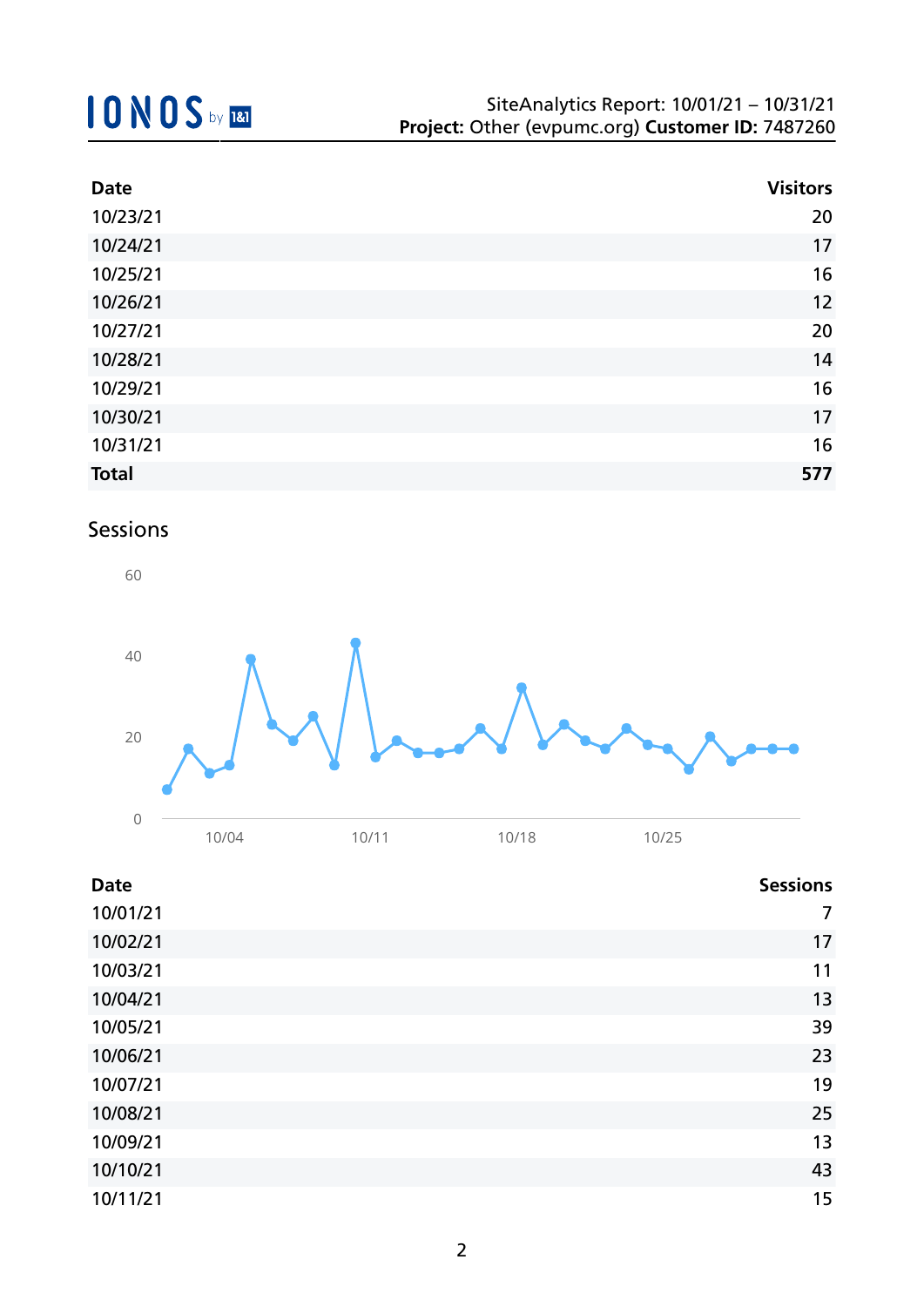| Date | Visitors |
|---|---|
| 10/23/21 | 20 |
| 10/24/21 | 17 |
| 10/25/21 | 16 |
| 10/26/21 | 12 |
| 10/27/21 | 20 |
| 10/28/21 | 14 |
| 10/29/21 | 16 |
| 10/30/21 | 17 |
| 10/31/21 | 16 |
| **Total** | **577** |

## Sessions

| Date | Sessions |
|---|---|
| 10/01/21 | 7 |
| 10/02/21 | 17 |
| 10/03/21 | 11 |
| 10/04/21 | 13 |
| 10/05/21 | 39 |
| 10/06/21 | 23 |
| 10/07/21 | 19 |
| 10/08/21 | 25 |
| 10/09/21 | 13 |
| 10/10/21 | 43 |
| 10/11/21 | 15 |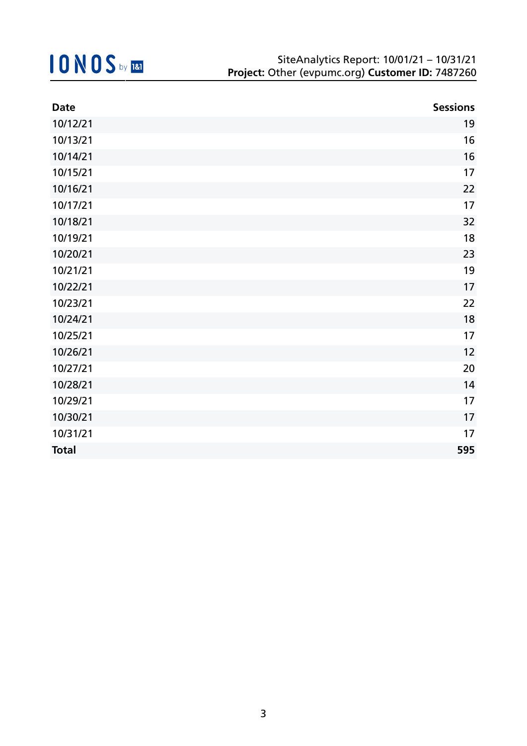| Date | Sessions |
| --- | --- |
| 10/12/21 | 19 |
| 10/13/21 | 16 |
| 10/14/21 | 16 |
| 10/15/21 | 17 |
| 10/16/21 | 22 |
| 10/17/21 | 17 |
| 10/18/21 | 32 |
| 10/19/21 | 18 |
| 10/20/21 | 23 |
| 10/21/21 | 19 |
| 10/22/21 | 17 |
| 10/23/21 | 22 |
| 10/24/21 | 18 |
| 10/25/21 | 17 |
| 10/26/21 | 12 |
| 10/27/21 | 20 |
| 10/28/21 | 14 |
| 10/29/21 | 17 |
| 10/30/21 | 17 |
| 10/31/21 | 17 |
| **Total** | **595** |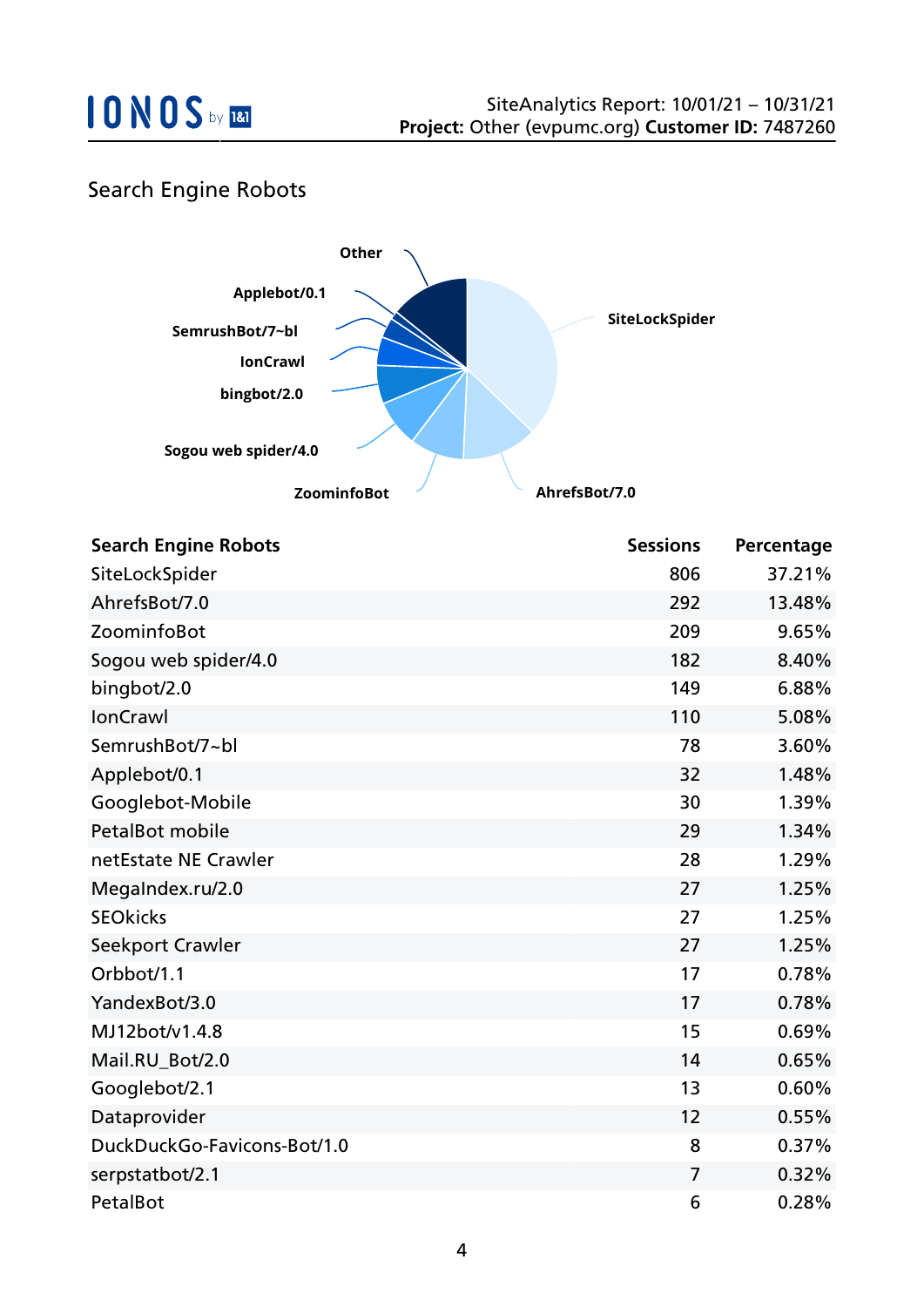## Search Engine Robots

| Search Engine Robots | Sessions | Percentage |
|---|---|---|
| SiteLockSpider | 806 | 37.21% |
| AhrefsBot/7.0 | 292 | 13.48% |
| ZoominfoBot | 209 | 9.65% |
| Sogou web spider/4.0 | 182 | 8.40% |
| bingbot/2.0 | 149 | 6.88% |
| IonCrawl | 110 | 5.08% |
| SemrushBot/7~bl | 78 | 3.60% |
| Applebot/0.1 | 32 | 1.48% |
| Googlebot-Mobile | 30 | 1.39% |
| PetalBot mobile | 29 | 1.34% |
| netEstate NE Crawler | 28 | 1.29% |
| MegaIndex.ru/2.0 | 27 | 1.25% |
| SEOkicks | 27 | 1.25% |
| Seekport Crawler | 27 | 1.25% |
| Orbbot/1.1 | 17 | 0.78% |
| YandexBot/3.0 | 17 | 0.78% |
| MJ12bot/v1.4.8 | 15 | 0.69% |
| Mail.RU_Bot/2.0 | 14 | 0.65% |
| Googlebot/2.1 | 13 | 0.60% |
| Dataprovider | 12 | 0.55% |
| DuckDuckGo-Favicons-Bot/1.0 | 8 | 0.37% |
| serpstatbot/2.1 | 7 | 0.32% |
| PetalBot | 6 | 0.28% |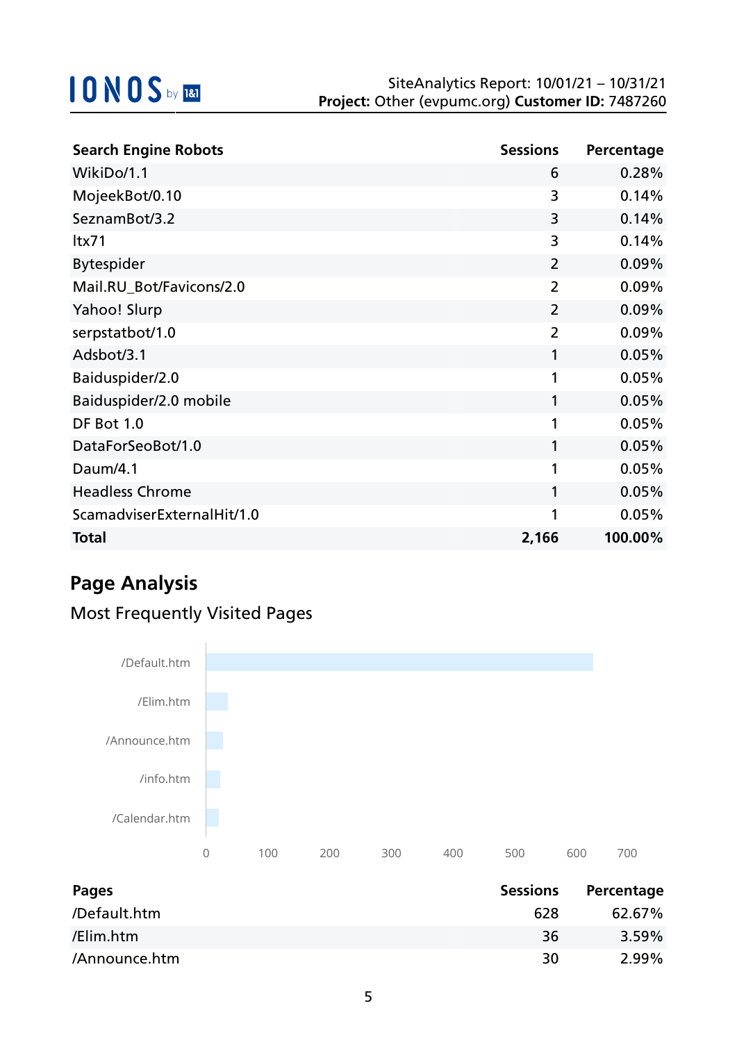| Search Engine Robots | Sessions | Percentage |
|---|---|---|
| WikiDo/1.1 | 6 | 0.28% |
| MojeekBot/0.10 | 3 | 0.14% |
| SeznamBot/3.2 | 3 | 0.14% |
| ltx71 | 3 | 0.14% |
| Bytespider | 2 | 0.09% |
| Mail.RU_Bot/Favicons/2.0 | 2 | 0.09% |
| Yahoo! Slurp | 2 | 0.09% |
| serpstatbot/1.0 | 2 | 0.09% |
| Adsbot/3.1 | 1 | 0.05% |
| Baiduspider/2.0 | 1 | 0.05% |
| Baiduspider/2.0 mobile | 1 | 0.05% |
| DF Bot 1.0 | 1 | 0.05% |
| DataForSeoBot/1.0 | 1 | 0.05% |
| Daum/4.1 | 1 | 0.05% |
| Headless Chrome | 1 | 0.05% |
| ScamadviserExternalHit/1.0 | 1 | 0.05% |
| **Total** | **2,166** | **100.00%** |

## Page Analysis

### Most Frequently Visited Pages

| Pages | Sessions | Percentage |
|---|---|---|
| /Default.htm | 628 | 62.67% |
| /Elim.htm | 36 | 3.59% |
| /Announce.htm | 30 | 2.99% |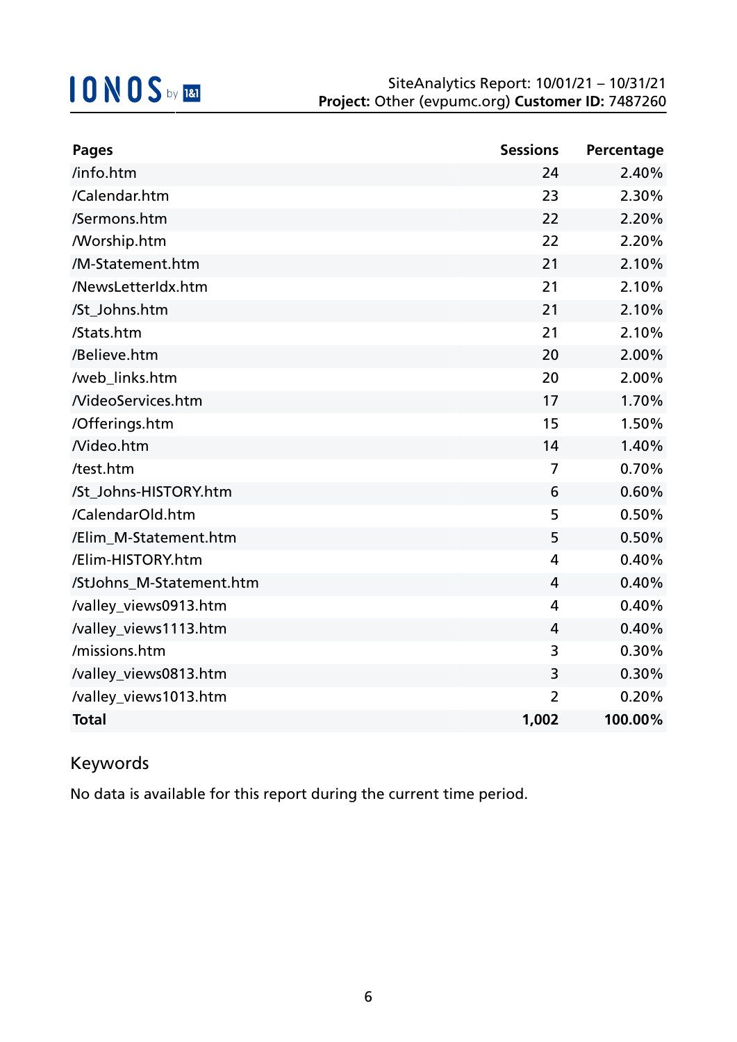| Pages | Sessions | Percentage |
| --- | --- | --- |
| /info.htm | 24 | 2.40% |
| /Calendar.htm | 23 | 2.30% |
| /Sermons.htm | 22 | 2.20% |
| /Worship.htm | 22 | 2.20% |
| /M-Statement.htm | 21 | 2.10% |
| /NewsLetterIdx.htm | 21 | 2.10% |
| /St_Johns.htm | 21 | 2.10% |
| /Stats.htm | 21 | 2.10% |
| /Believe.htm | 20 | 2.00% |
| /web_links.htm | 20 | 2.00% |
| /VideoServices.htm | 17 | 1.70% |
| /Offerings.htm | 15 | 1.50% |
| /Video.htm | 14 | 1.40% |
| /test.htm | 7 | 0.70% |
| /St_Johns-HISTORY.htm | 6 | 0.60% |
| /CalendarOld.htm | 5 | 0.50% |
| /Elim_M-Statement.htm | 5 | 0.50% |
| /Elim-HISTORY.htm | 4 | 0.40% |
| /StJohns_M-Statement.htm | 4 | 0.40% |
| /valley_views0913.htm | 4 | 0.40% |
| /valley_views1113.htm | 4 | 0.40% |
| /missions.htm | 3 | 0.30% |
| /valley_views0813.htm | 3 | 0.30% |
| /valley_views1013.htm | 2 | 0.20% |
| **Total** | **1,002** | **100.00%** |

## Keywords

No data is available for this report during the current time period.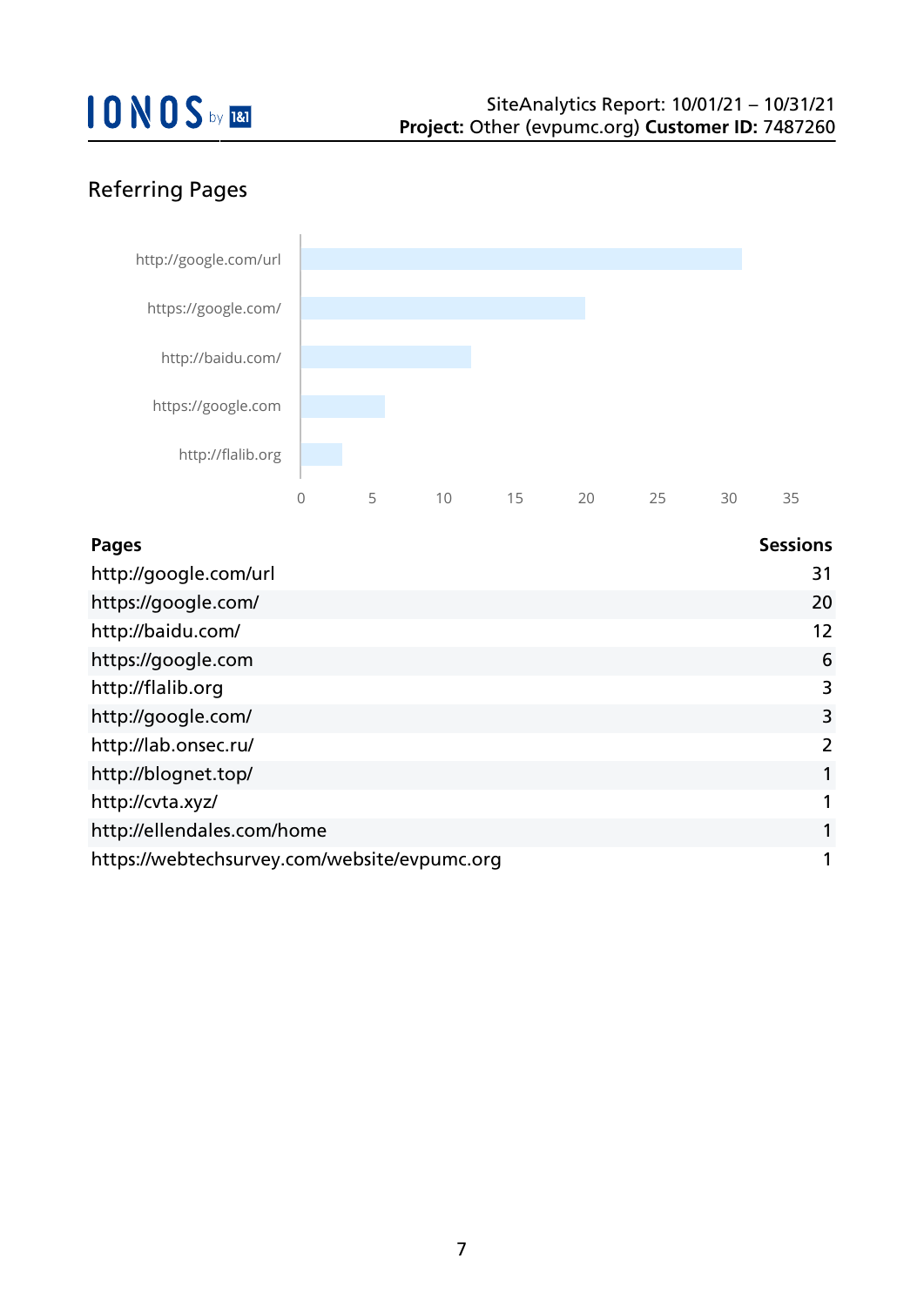## Referring Pages

| Pages | Sessions |
|---|---|
| http://google.com/url | 31 |
| https://google.com/ | 20 |
| http://baidu.com/ | 12 |
| https://google.com | 6 |
| http://flalib.org | 3 |
| http://google.com/ | 3 |
| http://lab.onsec.ru/ | 2 |
| http://blognet.top/ | 1 |
| http://cvta.xyz/ | 1 |
| http://ellendales.com/home | 1 |
| https://webtechsurvey.com/website/evpumc.org | 1 |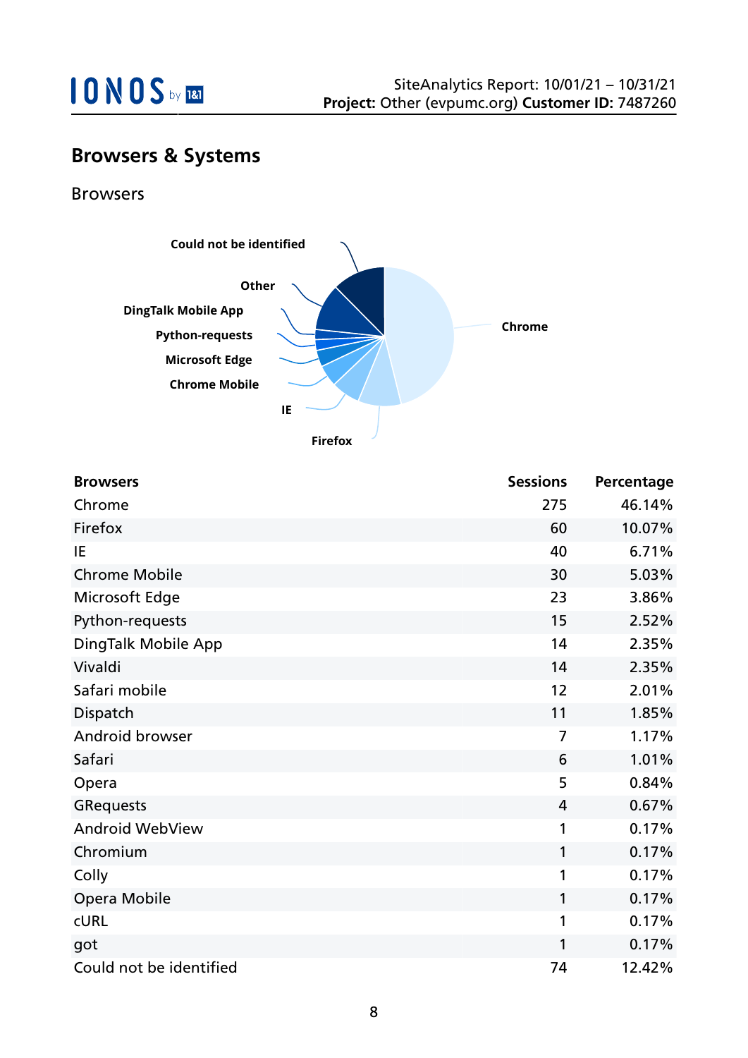## Browsers & Systems

### Browsers

| Browsers | Sessions | Percentage |
|---|---|---|
| Chrome | 275 | 46.14% |
| Firefox | 60 | 10.07% |
| IE | 40 | 6.71% |
| Chrome Mobile | 30 | 5.03% |
| Microsoft Edge | 23 | 3.86% |
| Python-requests | 15 | 2.52% |
| DingTalk Mobile App | 14 | 2.35% |
| Vivaldi | 14 | 2.35% |
| Safari mobile | 12 | 2.01% |
| Dispatch | 11 | 1.85% |
| Android browser | 7 | 1.17% |
| Safari | 6 | 1.01% |
| Opera | 5 | 0.84% |
| GRequests | 4 | 0.67% |
| Android WebView | 1 | 0.17% |
| Chromium | 1 | 0.17% |
| Colly | 1 | 0.17% |
| Opera Mobile | 1 | 0.17% |
| cURL | 1 | 0.17% |
| got | 1 | 0.17% |
| Could not be identified | 74 | 12.42% |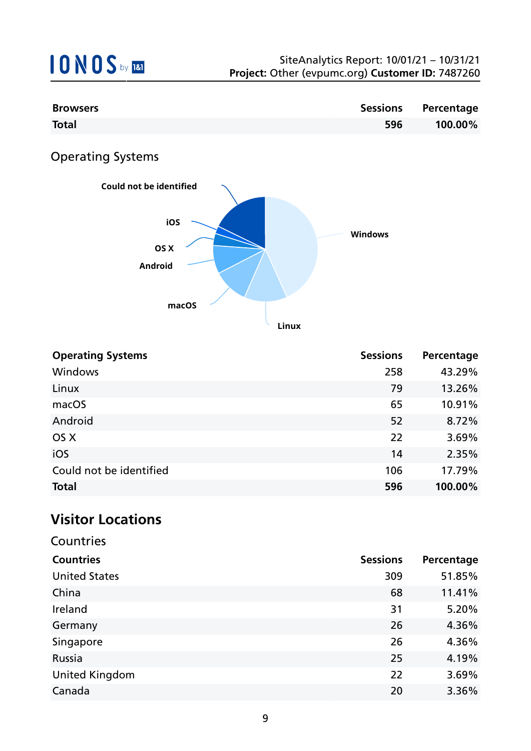| Browsers | Sessions | Percentage |
|---|---|---|
| **Total** | **596** | **100.00%** |

## Operating Systems

| Operating Systems | Sessions | Percentage |
|---|---|---|
| Windows | 258 | 43.29% |
| Linux | 79 | 13.26% |
| macOS | 65 | 10.91% |
| Android | 52 | 8.72% |
| OS X | 22 | 3.69% |
| iOS | 14 | 2.35% |
| Could not be identified | 106 | 17.79% |
| **Total** | **596** | **100.00%** |

# Visitor Locations

## Countries

| Countries | Sessions | Percentage |
|---|---|---|
| United States | 309 | 51.85% |
| China | 68 | 11.41% |
| Ireland | 31 | 5.20% |
| Germany | 26 | 4.36% |
| Singapore | 26 | 4.36% |
| Russia | 25 | 4.19% |
| United Kingdom | 22 | 3.69% |
| Canada | 20 | 3.36% |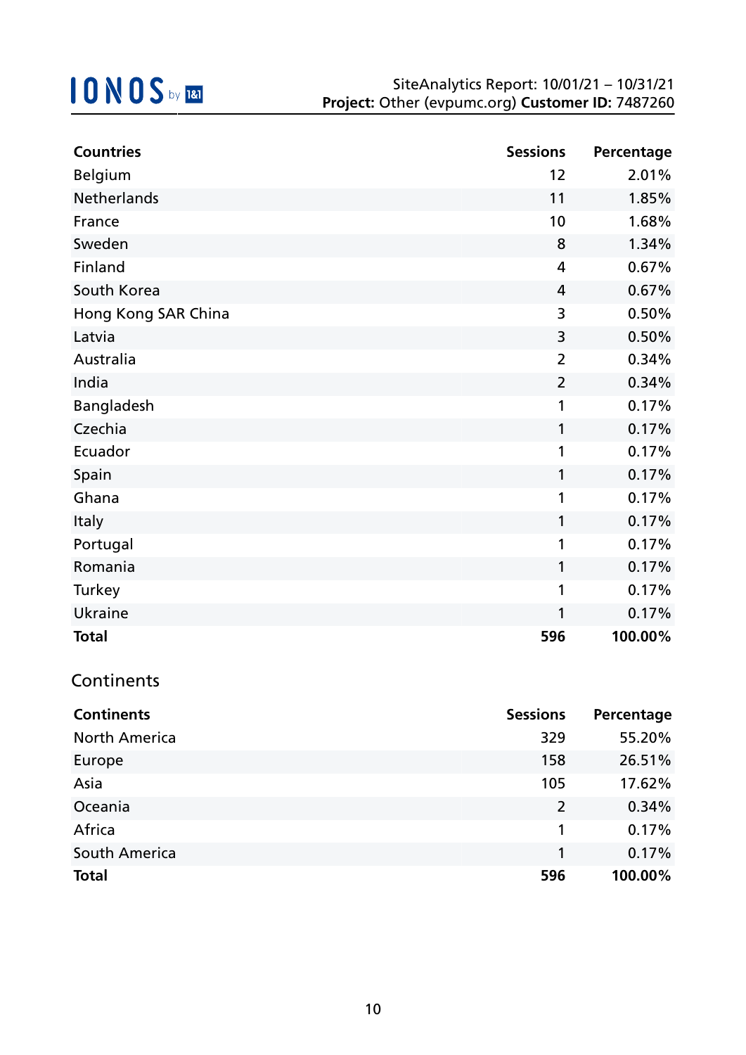| Countries | Sessions | Percentage |
| --- | --- | --- |
| Belgium | 12 | 2.01% |
| Netherlands | 11 | 1.85% |
| France | 10 | 1.68% |
| Sweden | 8 | 1.34% |
| Finland | 4 | 0.67% |
| South Korea | 4 | 0.67% |
| Hong Kong SAR China | 3 | 0.50% |
| Latvia | 3 | 0.50% |
| Australia | 2 | 0.34% |
| India | 2 | 0.34% |
| Bangladesh | 1 | 0.17% |
| Czechia | 1 | 0.17% |
| Ecuador | 1 | 0.17% |
| Spain | 1 | 0.17% |
| Ghana | 1 | 0.17% |
| Italy | 1 | 0.17% |
| Portugal | 1 | 0.17% |
| Romania | 1 | 0.17% |
| Turkey | 1 | 0.17% |
| Ukraine | 1 | 0.17% |
| **Total** | **596** | **100.00%** |

## Continents

| Continents | Sessions | Percentage |
| --- | --- | --- |
| North America | 329 | 55.20% |
| Europe | 158 | 26.51% |
| Asia | 105 | 17.62% |
| Oceania | 2 | 0.34% |
| Africa | 1 | 0.17% |
| South America | 1 | 0.17% |
| **Total** | **596** | **100.00%** |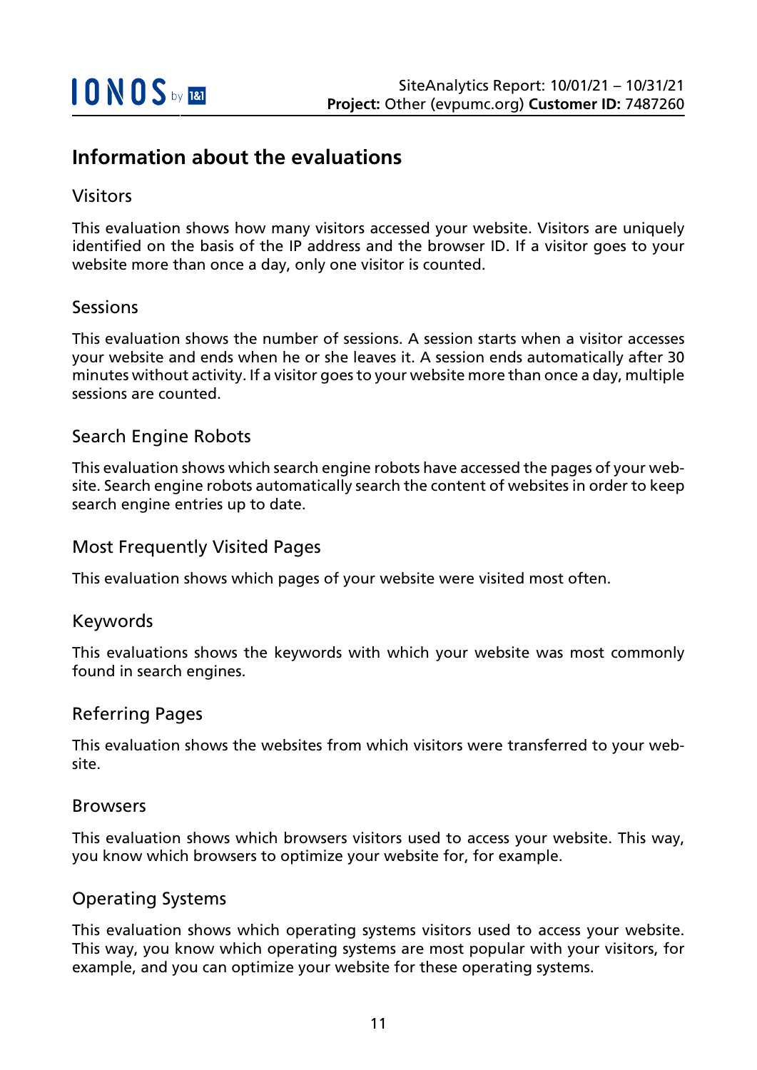# Information about the evaluations

## Visitors

This evaluation shows how many visitors accessed your website. Visitors are uniquely identified on the basis of the IP address and the browser ID. If a visitor goes to your website more than once a day, only one visitor is counted.

## Sessions

This evaluation shows the number of sessions. A session starts when a visitor accesses your website and ends when he or she leaves it. A session ends automatically after 30 minutes without activity. If a visitor goes to your website more than once a day, multiple sessions are counted.

## Search Engine Robots

This evaluation shows which search engine robots have accessed the pages of your website. Search engine robots automatically search the content of websites in order to keep search engine entries up to date.

## Most Frequently Visited Pages

This evaluation shows which pages of your website were visited most often.

## Keywords

This evaluations shows the keywords with which your website was most commonly found in search engines.

## Referring Pages

This evaluation shows the websites from which visitors were transferred to your website.

## Browsers

This evaluation shows which browsers visitors used to access your website. This way, you know which browsers to optimize your website for, for example.

## Operating Systems

This evaluation shows which operating systems visitors used to access your website. This way, you know which operating systems are most popular with your visitors, for example, and you can optimize your website for these operating systems.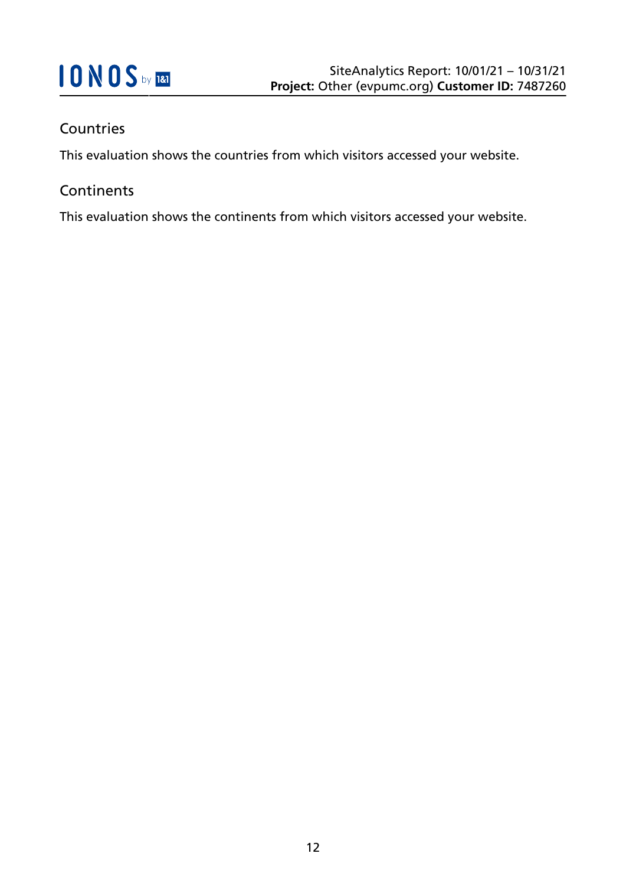## Countries

This evaluation shows the countries from which visitors accessed your website.

## Continents

This evaluation shows the continents from which visitors accessed your website.